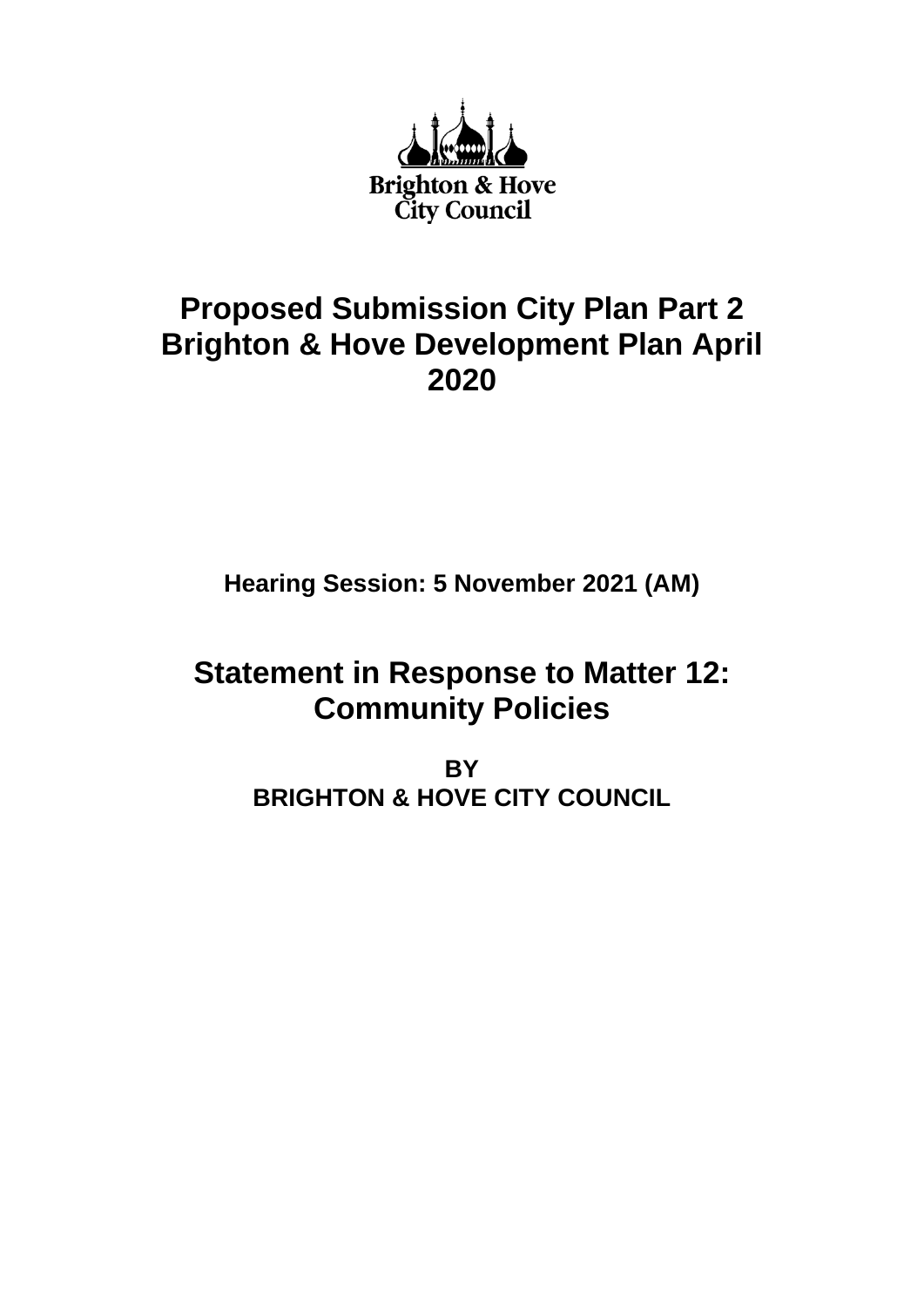Brighton & Hove City Council

# Proposed Submission City Plan Part 2 Brighton & Hove Development Plan April 2020

**Hearing Session: 5 November 2021 (AM)**

## Statement in Response to Matter 12: Community Policies

**BY**
**BRIGHTON & HOVE CITY COUNCIL**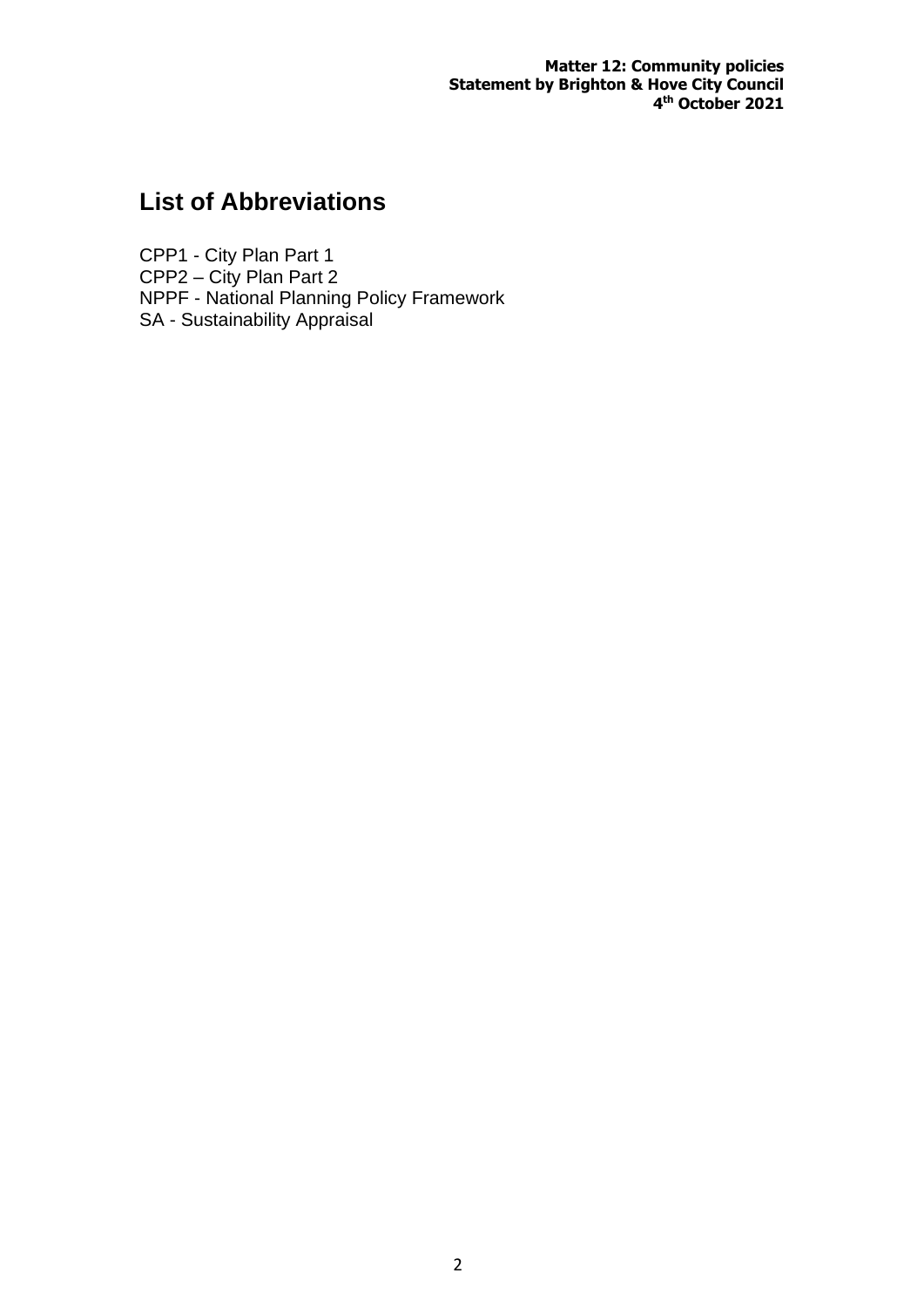## List of Abbreviations

CPP1 - City Plan Part 1
CPP2 – City Plan Part 2
NPPF - National Planning Policy Framework
SA - Sustainability Appraisal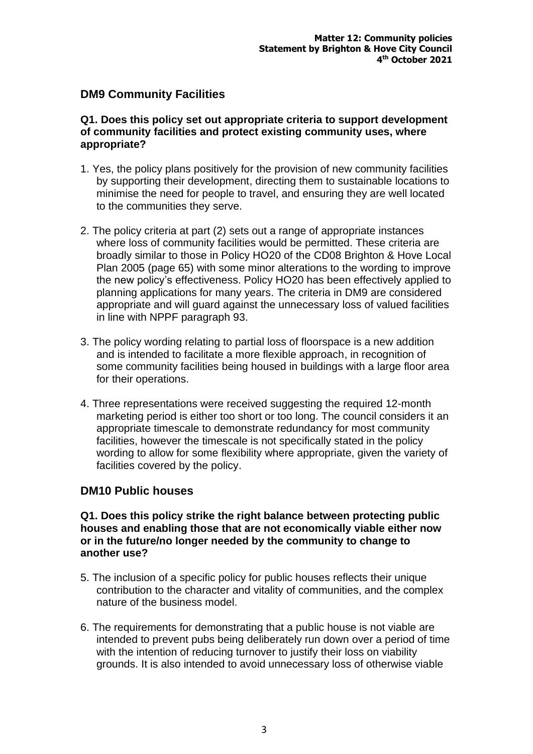## DM9 Community Facilities

**Q1. Does this policy set out appropriate criteria to support development of community facilities and protect existing community uses, where appropriate?**

1. Yes, the policy plans positively for the provision of new community facilities by supporting their development, directing them to sustainable locations to minimise the need for people to travel, and ensuring they are well located to the communities they serve.

2. The policy criteria at part (2) sets out a range of appropriate instances where loss of community facilities would be permitted. These criteria are broadly similar to those in Policy HO20 of the CD08 Brighton & Hove Local Plan 2005 (page 65) with some minor alterations to the wording to improve the new policy's effectiveness. Policy HO20 has been effectively applied to planning applications for many years. The criteria in DM9 are considered appropriate and will guard against the unnecessary loss of valued facilities in line with NPPF paragraph 93.

3. The policy wording relating to partial loss of floorspace is a new addition and is intended to facilitate a more flexible approach, in recognition of some community facilities being housed in buildings with a large floor area for their operations.

4. Three representations were received suggesting the required 12-month marketing period is either too short or too long. The council considers it an appropriate timescale to demonstrate redundancy for most community facilities, however the timescale is not specifically stated in the policy wording to allow for some flexibility where appropriate, given the variety of facilities covered by the policy.

## DM10 Public houses

**Q1. Does this policy strike the right balance between protecting public houses and enabling those that are not economically viable either now or in the future/no longer needed by the community to change to another use?**

5. The inclusion of a specific policy for public houses reflects their unique contribution to the character and vitality of communities, and the complex nature of the business model.

6. The requirements for demonstrating that a public house is not viable are intended to prevent pubs being deliberately run down over a period of time with the intention of reducing turnover to justify their loss on viability grounds. It is also intended to avoid unnecessary loss of otherwise viable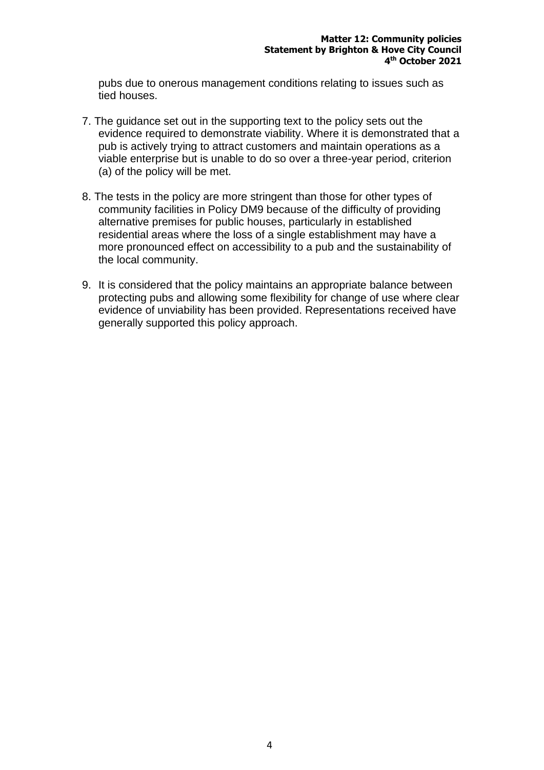pubs due to onerous management conditions relating to issues such as tied houses.

7. The guidance set out in the supporting text to the policy sets out the evidence required to demonstrate viability. Where it is demonstrated that a pub is actively trying to attract customers and maintain operations as a viable enterprise but is unable to do so over a three-year period, criterion (a) of the policy will be met.

8. The tests in the policy are more stringent than those for other types of community facilities in Policy DM9 because of the difficulty of providing alternative premises for public houses, particularly in established residential areas where the loss of a single establishment may have a more pronounced effect on accessibility to a pub and the sustainability of the local community.

9. It is considered that the policy maintains an appropriate balance between protecting pubs and allowing some flexibility for change of use where clear evidence of unviability has been provided. Representations received have generally supported this policy approach.